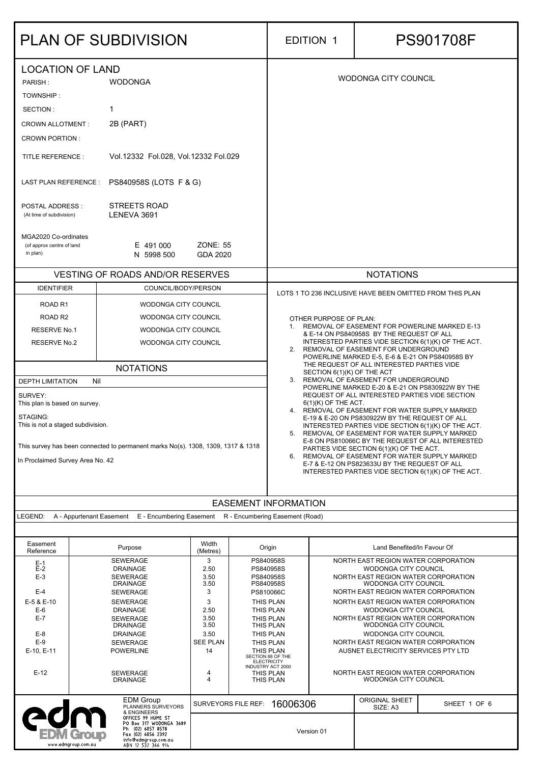# PLAN OF SUBDIVISION

EDITION 1

# PS901708F

## LOCATION OF LAND

| | |
|---|---|
| PARISH : | WODONGA |
| TOWNSHIP : | |
| SECTION : | 1 |
| CROWN ALLOTMENT : | 2B (PART) |
| CROWN PORTION : | |
| TITLE REFERENCE : | Vol.12332 Fol.028, Vol.12332 Fol.029 |
| LAST PLAN REFERENCE : | PS840958S (LOTS F & G) |
| POSTAL ADDRESS : (At time of subdivision) | STREETS ROAD LENEVA 3691 |
| MGA2020 Co-ordinates (of approx centre of land in plan) | E 491 000 N 5998 500 ZONE: 55 GDA 2020 |

WODONGA CITY COUNCIL

## VESTING OF ROADS AND/OR RESERVES

| IDENTIFIER | COUNCIL/BODY/PERSON |
|---|---|
| ROAD R1 | WODONGA CITY COUNCIL |
| ROAD R2 | WODONGA CITY COUNCIL |
| RESERVE No.1 | WODONGA CITY COUNCIL |
| RESERVE No.2 | WODONGA CITY COUNCIL |

## NOTATIONS

DEPTH LIMITATION Nil

SURVEY:
This plan is based on survey.

STAGING:
This is not a staged subdivision.

This survey has been connected to permanent marks No(s). 1308, 1309, 1317 & 1318

In Proclaimed Survey Area No. 42

## NOTATIONS

LOTS 1 TO 236 INCLUSIVE HAVE BEEN OMITTED FROM THIS PLAN

OTHER PURPOSE OF PLAN:

1. REMOVAL OF EASEMENT FOR POWERLINE MARKED E-13 & E-14 ON PS840958S BY THE REQUEST OF ALL INTERESTED PARTIES VIDE SECTION 6(1)(K) OF THE ACT.
2. REMOVAL OF EASEMENT FOR UNDERGROUND POWERLINE MARKED E-5, E-6 & E-21 ON PS840958S BY THE REQUEST OF ALL INTERESTED PARTIES VIDE SECTION 6(1)(K) OF THE ACT
3. REMOVAL OF EASEMENT FOR UNDERGROUND POWERLINE MARKED E-20 & E-21 ON PS830922W BY THE REQUEST OF ALL INTERESTED PARTIES VIDE SECTION 6(1)(K) OF THE ACT.
4. REMOVAL OF EASEMENT FOR WATER SUPPLY MARKED E-19 & E-20 ON PS830922W BY THE REQUEST OF ALL INTERESTED PARTIES VIDE SECTION 6(1)(K) OF THE ACT.
5. REMOVAL OF EASEMENT FOR WATER SUPPLY MARKED E-8 ON PS810066C BY THE REQUEST OF ALL INTERESTED PARTIES VIDE SECTION 6(1)(K) OF THE ACT.
6. REMOVAL OF EASEMENT FOR WATER SUPPLY MARKED E-7 & E-12 ON PS823633U BY THE REQUEST OF ALL INTERESTED PARTIES VIDE SECTION 6(1)(K) OF THE ACT.

## EASEMENT INFORMATION

LEGEND: A - Appurtenant Easement E - Encumbering Easement R - Encumbering Easement (Road)

| Easement Reference | Purpose | Width (Metres) | Origin | Land Benefited/In Favour Of |
|---|---|---|---|---|
| E-1 | SEWERAGE | 3 | PS840958S | NORTH EAST REGION WATER CORPORATION |
| E-2 | DRAINAGE | 2.50 | PS840958S | WODONGA CITY COUNCIL |
| E-3 | SEWERAGE | 3.50 | PS840958S | NORTH EAST REGION WATER CORPORATION |
| | DRAINAGE | 3.50 | PS840958S | WODONGA CITY COUNCIL |
| E-4 | SEWERAGE | 3 | PS810066C | NORTH EAST REGION WATER CORPORATION |
| E-5 & E-10 | SEWERAGE | 3 | THIS PLAN | NORTH EAST REGION WATER CORPORATION |
| E-6 | DRAINAGE | 2.50 | THIS PLAN | WODONGA CITY COUNCIL |
| E-7 | SEWERAGE | 3.50 | THIS PLAN | NORTH EAST REGION WATER CORPORATION |
| | DRAINAGE | 3.50 | THIS PLAN | WODONGA CITY COUNCIL |
| E-8 | DRAINAGE | 3.50 | THIS PLAN | WODONGA CITY COUNCIL |
| E-9 | SEWERAGE | SEE PLAN | THIS PLAN | NORTH EAST REGION WATER CORPORATION |
| E-10, E-11 | POWERLINE | 14 | THIS PLAN SECTION 88 OF THE ELECTRICITY INDUSTRY ACT 2000 | AUSNET ELECTRICITY SERVICES PTY LTD |
| E-12 | SEWERAGE | 4 | THIS PLAN | NORTH EAST REGION WATER CORPORATION |
| | DRAINAGE | 4 | THIS PLAN | WODONGA CITY COUNCIL |

EDM Group
PLANNERS SURVEYORS & ENGINEERS
OFFICES 99 HUME ST
PO Box 317 WODONGA 3689
Ph (02) 6057 8578
Fax (02) 6056 2392
info@edmgroup.com.au
ABN 12 532 366 914
www.edmgroup.com.au

SURVEYORS FILE REF: 16006306

Version 01

ORIGINAL SHEET SIZE: A3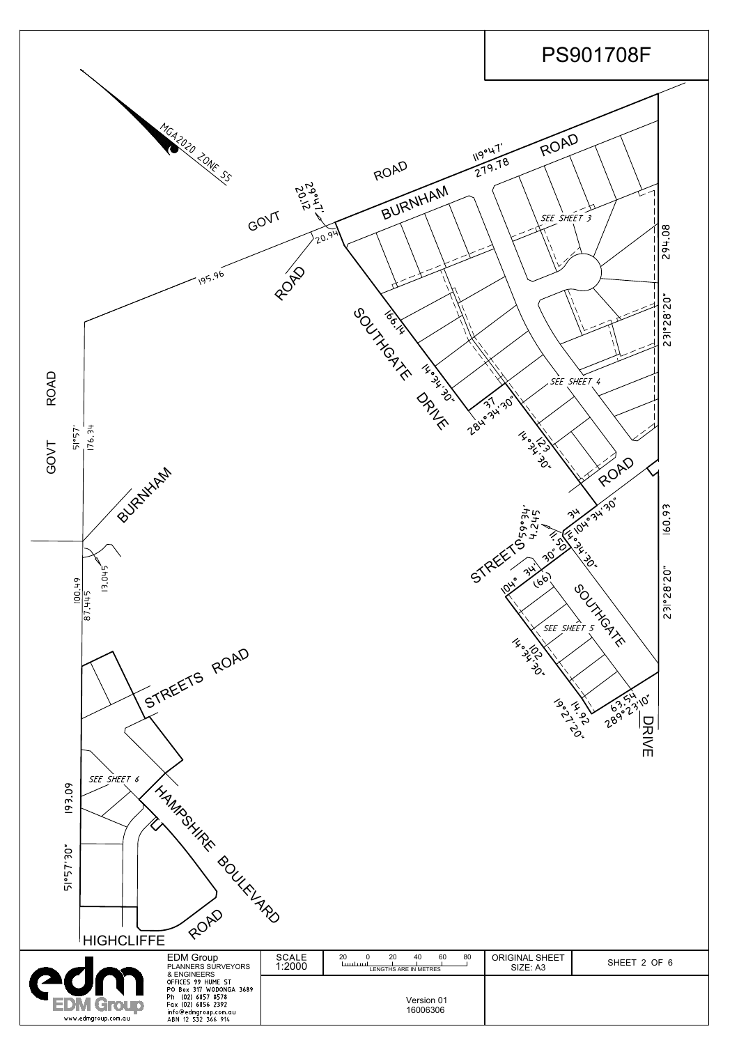# PS901708F

MGA2020 ZONE 55

GOVT ROAD

BURNHAM ROAD

119°47'
279.78

29°47'
20.12

20.94

195.96

ROAD

SEE SHEET 3

294.08

231°28'20"

SOUTHGATE DRIVE

166.14

14°34'30"

37
284°34'30"

SEE SHEET 4

14°34'30"
123

ROAD

GOVT ROAD

51°57'
176.34

BURNHAM

13.045

100.49
87.445

STREETS

59°34'
4.245

34
104°34'30"

11.50
14°34'30"

30"

104° 34'

(66)

SOUTHGATE

160.93

231°28'20"

SEE SHEET 5

14°34'30"
102

14.92
19°27'20"

63.54
289°23'10"

DRIVE

STREETS ROAD

SEE SHEET 6

193.09

51°57'30"

HAMPSHIRE BOULEVARD

ROAD

HIGHCLIFFE

---

| EDM Group | SCALE | | ORIGINAL SHEET SIZE: A3 | SHEET 2 OF 6 |
|---|---|---|---|---|
| PLANNERS SURVEYORS & ENGINEERS<br>OFFICES 99 HUME ST<br>PO Box 317 WODONGA 3689<br>Ph (02) 6057 8578<br>Fax (02) 6056 2392<br>info@edmgroup.com.au<br>ABN 12 532 366 914<br>www.edmgroup.com.au | 1:2000 | 20 0 20 40 60 80<br>LENGTHS ARE IN METRES<br><br>Version 01<br>16006306 | | |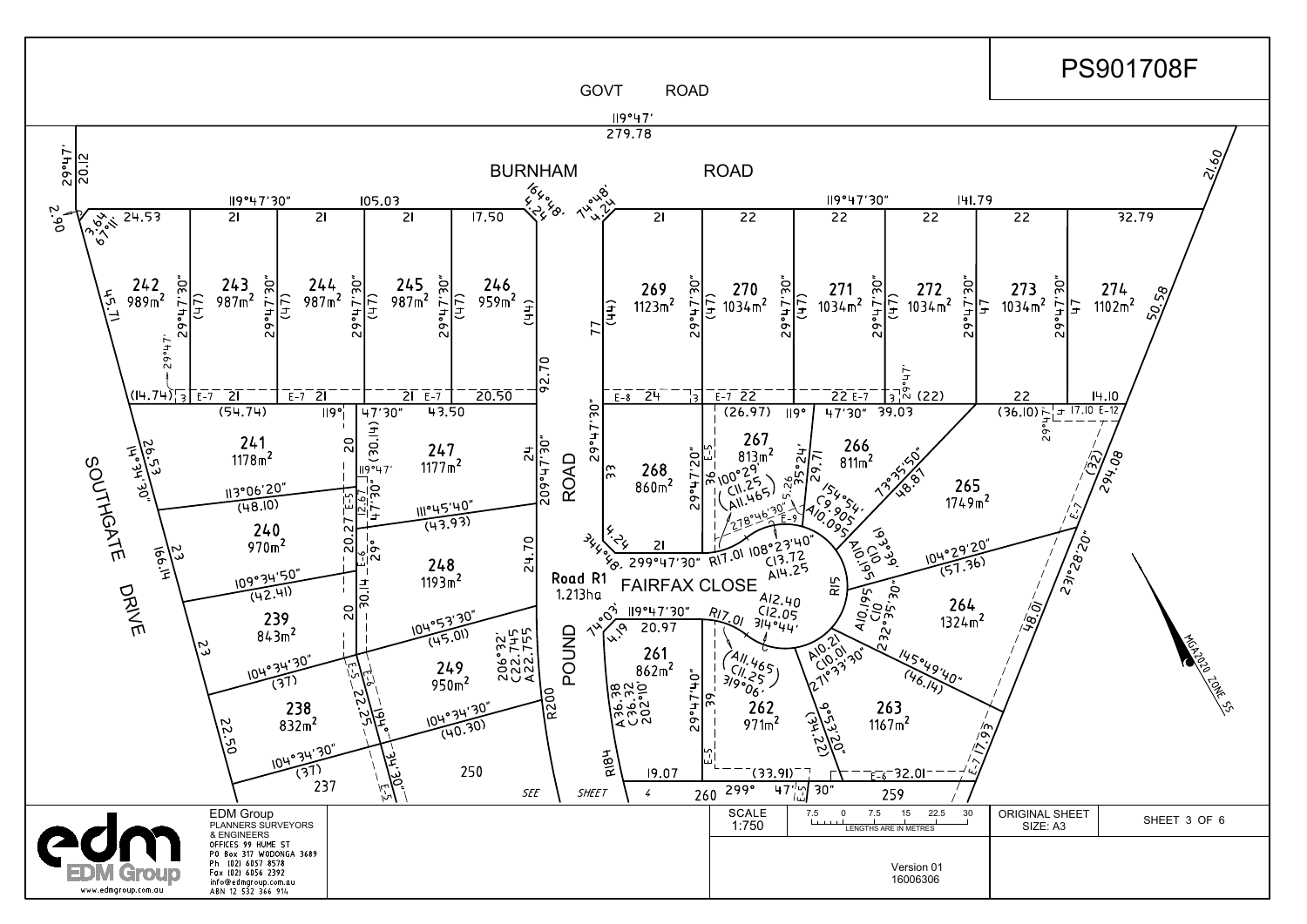# PS901708F

GOVT ROAD

119°47'
279.78

BURNHAM ROAD

SOUTHGATE DRIVE

POUND ROAD

FAIRFAX CLOSE

Road R1
1.213ha

| Lot | Area |
|---|---|
| 237 | |
| 238 | 832m² |
| 239 | 843m² |
| 240 | 970m² |
| 241 | 1178m² |
| 242 | 989m² |
| 243 | 987m² |
| 244 | 987m² |
| 245 | 987m² |
| 246 | 959m² |
| 247 | 1177m² |
| 248 | 1193m² |
| 249 | 950m² |
| 250 | |
| 259 | |
| 260 | |
| 261 | 862m² |
| 262 | 971m² |
| 263 | 1167m² |
| 264 | 1324m² |
| 265 | 1749m² |
| 266 | 811m² |
| 267 | 813m² |
| 268 | 860m² |
| 269 | 1123m² |
| 270 | 1034m² |
| 271 | 1034m² |
| 272 | 1034m² |
| 273 | 1034m² |
| 274 | 1102m² |

SEE SHEET 4

MGA2020 ZONE 55

EDM Group
PLANNERS SURVEYORS & ENGINEERS
OFFICES 99 HUME ST
PO Box 317 WODONGA 3689
Ph (02) 6057 8578
Fax (02) 6056 2392
info@edmgroup.com.au
ABN 12 532 366 914
www.edmgroup.com.au

SCALE 1:750

LENGTHS ARE IN METRES

ORIGINAL SHEET SIZE: A3

Version 01
16006306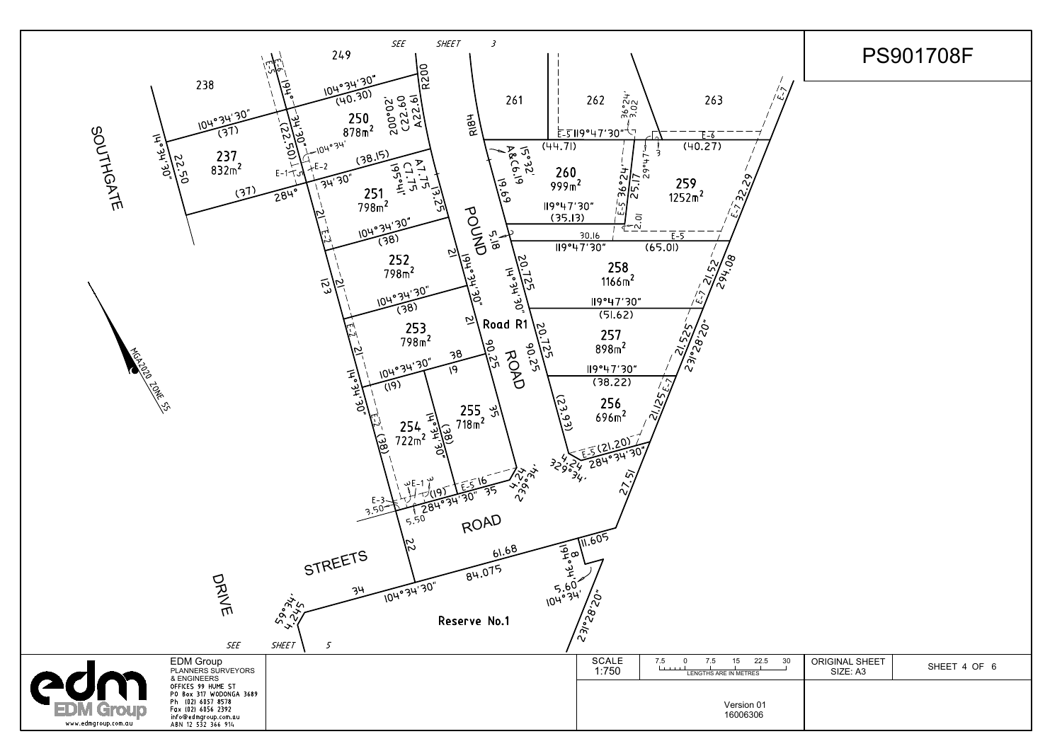# PS901708F

SEE SHEET 3

SEE SHEET 5

**Lots:**

| Lot | Area |
|---|---|
| 237 | 832m² |
| 250 | 878m² |
| 251 | 798m² |
| 252 | 798m² |
| 253 | 798m² |
| 254 | 722m² |
| 255 | 718m² |
| 256 | 696m² |
| 257 | 898m² |
| 258 | 1166m² |
| 259 | 1252m² |
| 260 | 999m² |

Adjoining: 238, 249, 261, 262, 263, 123, Reserve No.1

Roads: SOUTHGATE DRIVE, STREETS ROAD, POUND ROAD, Road R1

Easements: E-1, E-2, E-3, E-5, E-6, E-7

Bearings and distances shown: 104°34'30" (40.30), 104°34'30" (37), 14°34'30" 22.50, 194°34'30" (22.50), 104°34', 200°02' C22.60 A22.61 R200, (38.15), 195°41' C7.75 A7.75, 13.25, 284° 34'30", 104°34'30" (38), 21, 194°34'30" 90.25, 104°34'30" (19), 38, 19, 14°34'30" (38), 35, 16, 284°34'30" (19), 4.24 239°34', 3.50, 5.50, 22, 104°34'30" 84.075, 61.68, 34, 59°34' 4.245, 194°34' 8, 11.605, 5.60 104°34', 231°28'20", R184, A&C6.19 15°32', 19.69, 5.18, 20.725, 14°34'30", 20.725, 90.25, (23.93), 4.24 329°34', (21.20) 284°34'30", 27.51, 119°47'30" (44.71), 36°24' 3.02, (40.27), 29°47' 3, 36°24' 25.17, 119°47'30" (35.13), 2.01, 30.16, 119°47'30" (65.01), 119°47'30" (51.62), 119°47'30" (38.22), 32.29, 21.52, 294.08, 21.525, 231°28'20", 21.125

MGA2020 ZONE 55

EDM Group
PLANNERS SURVEYORS & ENGINEERS
OFFICES 99 HUME ST
PO Box 317 WODONGA 3689
Ph (02) 6057 8578
Fax (02) 6056 2392
info@edmgroup.com.au
ABN 12 532 366 914
www.edmgroup.com.au

| SCALE | | ORIGINAL SHEET SIZE | |
|---|---|---|---|
| 1:750 | 7.5 0 7.5 15 22.5 30 LENGTHS ARE IN METRES | A3 | SHEET 4 OF 6 |
| | Version 01 16006306 | | |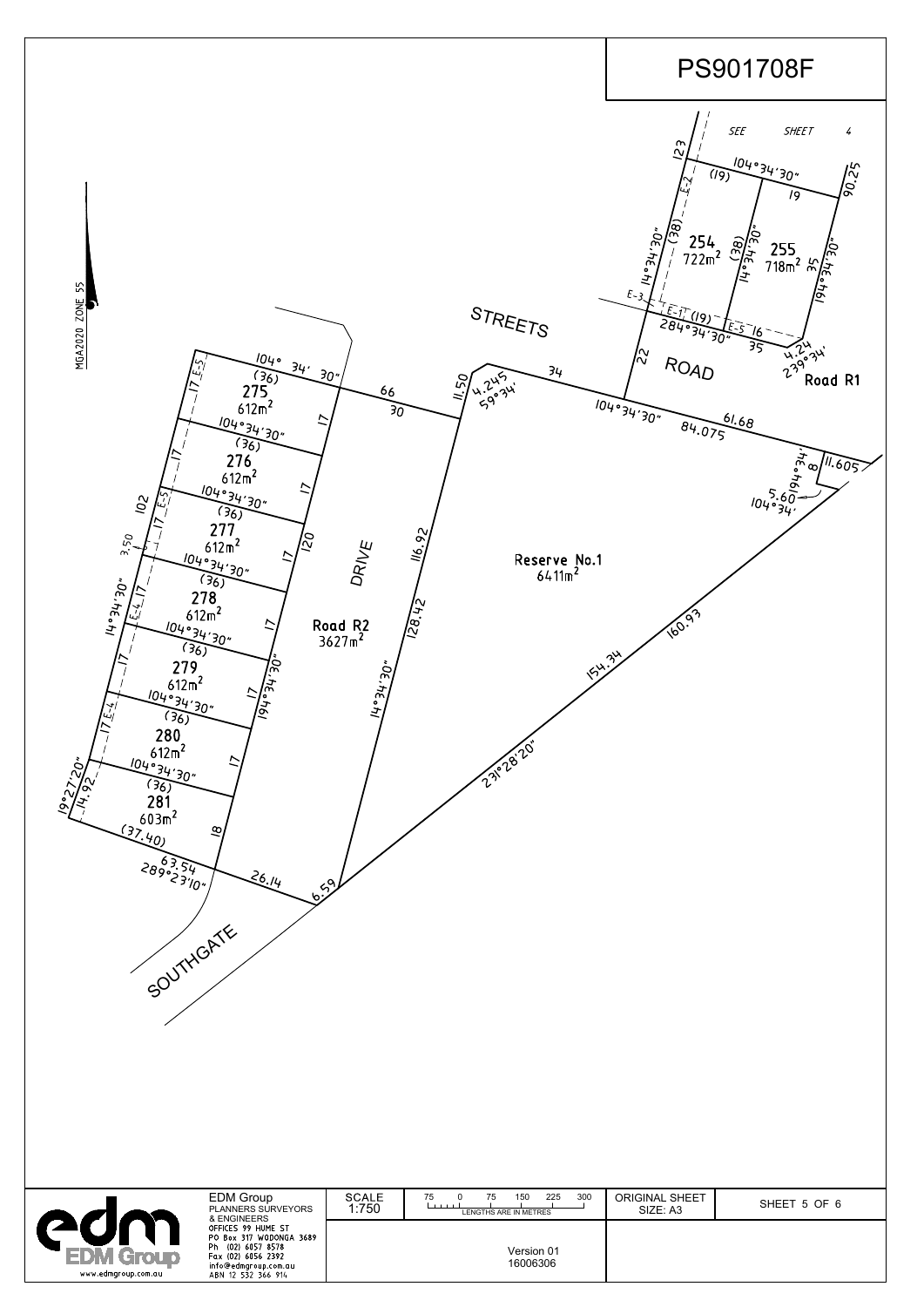# PS901708F

SEE SHEET 4

MGA2020 ZONE 55

STREETS ROAD

Road R1

DRIVE

Road R2
3627m²

Reserve No.1
6411m²

SOUTHGATE

| Lot | Area |
|---|---|
| 254 | 722m² |
| 255 | 718m² |
| 275 | 612m² |
| 276 | 612m² |
| 277 | 612m² |
| 278 | 612m² |
| 279 | 612m² |
| 280 | 612m² |
| 281 | 603m² |

104°34'30" (19) 19 90.25 123 E-2 (38) 14°34'30" (38) 14°34'30" 35 194°34'30" E-3 E-1 (19) 284°34'30" E-5 16 35 4.24 239°34' 22

104° 34' 30" (36) 66 30 11.50 4.245 59°34' 34 104°34'30" 61.68 84.075 11.605 194°34' 8 5.60 104°34'

E-5 17 104°34'30" (36) 17 17 104°34'30" (36) 17 E-5 17 102 3.50 120 116.92 17 104°34'30" (36) 14°34'30" E-4 17 128.42 17 104°34'30" (36) 17 194°34'30" 14°34'30" 154.34 160.93 17 E-4 17 104°34'30" (36) 17 19°27'20" 14.92 104°34'30" (36) 231°28'20" 18 (37.40) 63.54 289°23'10" 26.14 6.59

EDM Group
PLANNERS SURVEYORS & ENGINEERS
OFFICES 99 HUME ST
PO Box 317 WODONGA 3689
Ph (02) 6057 8578
Fax (02) 6056 2392
info@edmgroup.com.au
ABN 12 532 366 914
www.edmgroup.com.au

SCALE 1:750

75 0 75 150 225 300
LENGTHS ARE IN METRES

ORIGINAL SHEET SIZE: A3

Version 01
16006306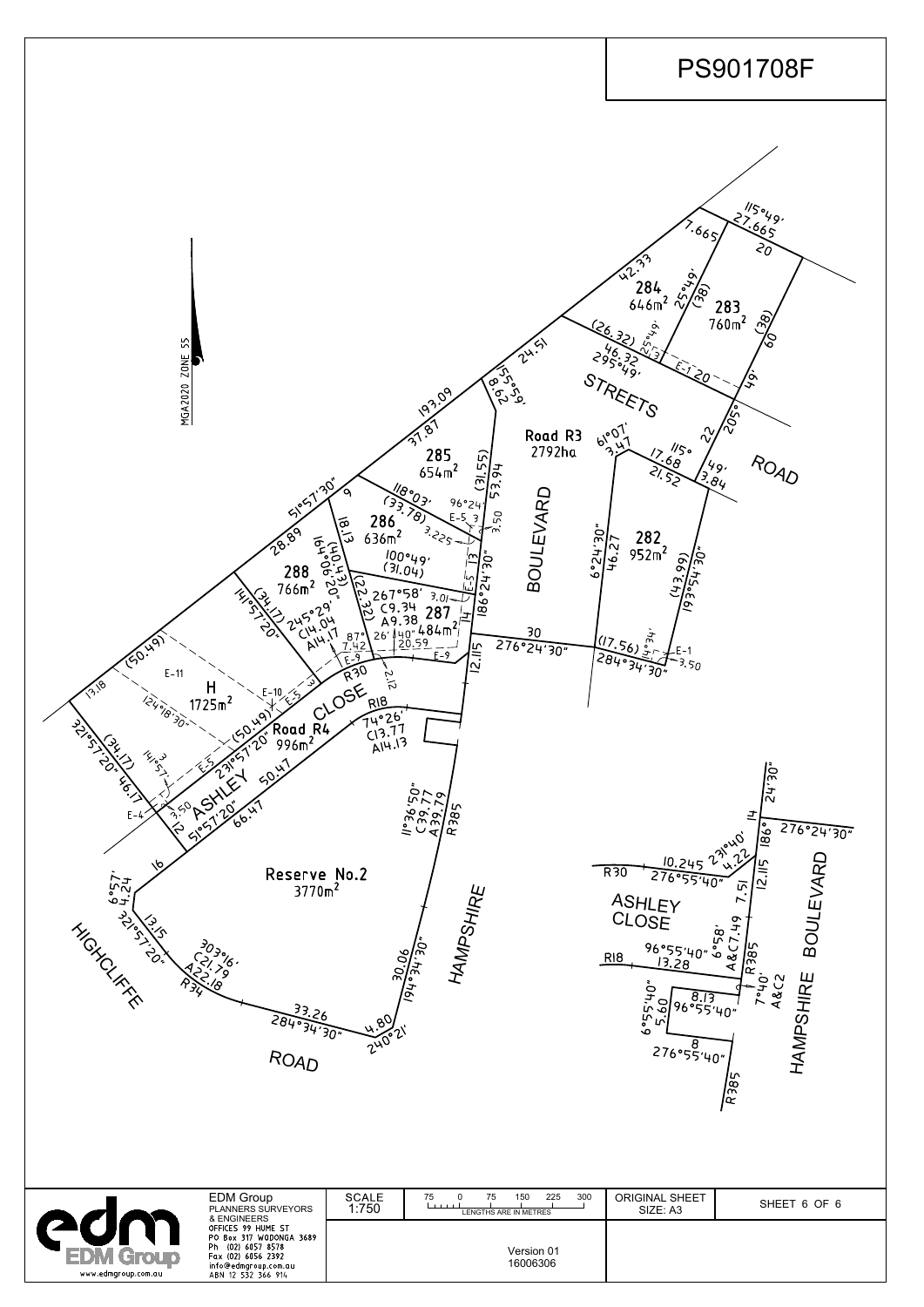# PS901708F

MGA2020 ZONE 55

284
646m²

283
760m²

285
654m²

286
636m²

287
484m²

288
766m²

282
952m²

H
1725m²

Road R3
2792ha

Road R4
996m²

Reserve No.2
3770m²

STREETS ROAD

BOULEVARD

HAMPSHIRE

ASHLEY CLOSE

HIGHCLIFFE ROAD

115°49' 27.665
20
7.665
42.33
25°49' (38)
(38) 60
(26.32) 25°49' 46.32 295°49'
E-1 20
49'
205°
24.51
22
193.09
155°59' 8.62
61°07' 3.47
115° 17.68 21.52
49' 3.84
37.87
(31.55) 53.94
6°24'30" 46.27
51°57'30"
9
118°03' (33.78)
96°24' E-5 3 3.50
3.225
28.89
18.13
164°06'20" (40.43)
100°49' (31.04)
E-5 13
186°24'30"
(43.99) 193°54'30"
141°57'20" (34.17)
245°29' C14.04 A14.17
(22.32)
267°58' 3.01
C9.34 A9.38
14
87° 7.42
26' 140° 20.59
E-9
E-9
12.115
30 276°24'30"
(17.56) 14°34' 284°34'30"
E-1 3.50
(50.49)
E-11
13.18
124°18'30"
E-10 E-5 3
R30
2.12
R18
74°26' C13.77 A14.13
(50.49) 231°57'20"
50.47
321°57'20" 46.17 (34.17)
141°57'
3.50
E-5
E-4
12
51°57'20" 66.47
11°36'50" C39.77 A39.79 R385
16
6°57' 4.24
321°57'20" 13.15
303°16' C21.79 A22.18 R34
30.06 194°34'30"
33.26 284°34'30"
4.80 240°21'

14 24'30"
186° 276°24'30"
R30 10.245 276°55'40"
231°40' 4.22
12.115
7.51
ASHLEY CLOSE
6°58' A&C7.49 R385
R18 96°55'40" 13.28
7°40' A&C2
8.13 96°55'40"
6°55'40" 5.60
8 276°55'40"
R385
HAMPSHIRE BOULEVARD

EDM Group
PLANNERS SURVEYORS & ENGINEERS
OFFICES 99 HUME ST
PO Box 317 WODONGA 3689
Ph (02) 6057 8578
Fax (02) 6056 2392
info@edmgroup.com.au
ABN 12 532 366 914
www.edmgroup.com.au

SCALE 1:750

75 0 75 150 225 300
LENGTHS ARE IN METRES

ORIGINAL SHEET SIZE: A3

SHEET 6 OF 6

Version 01
16006306